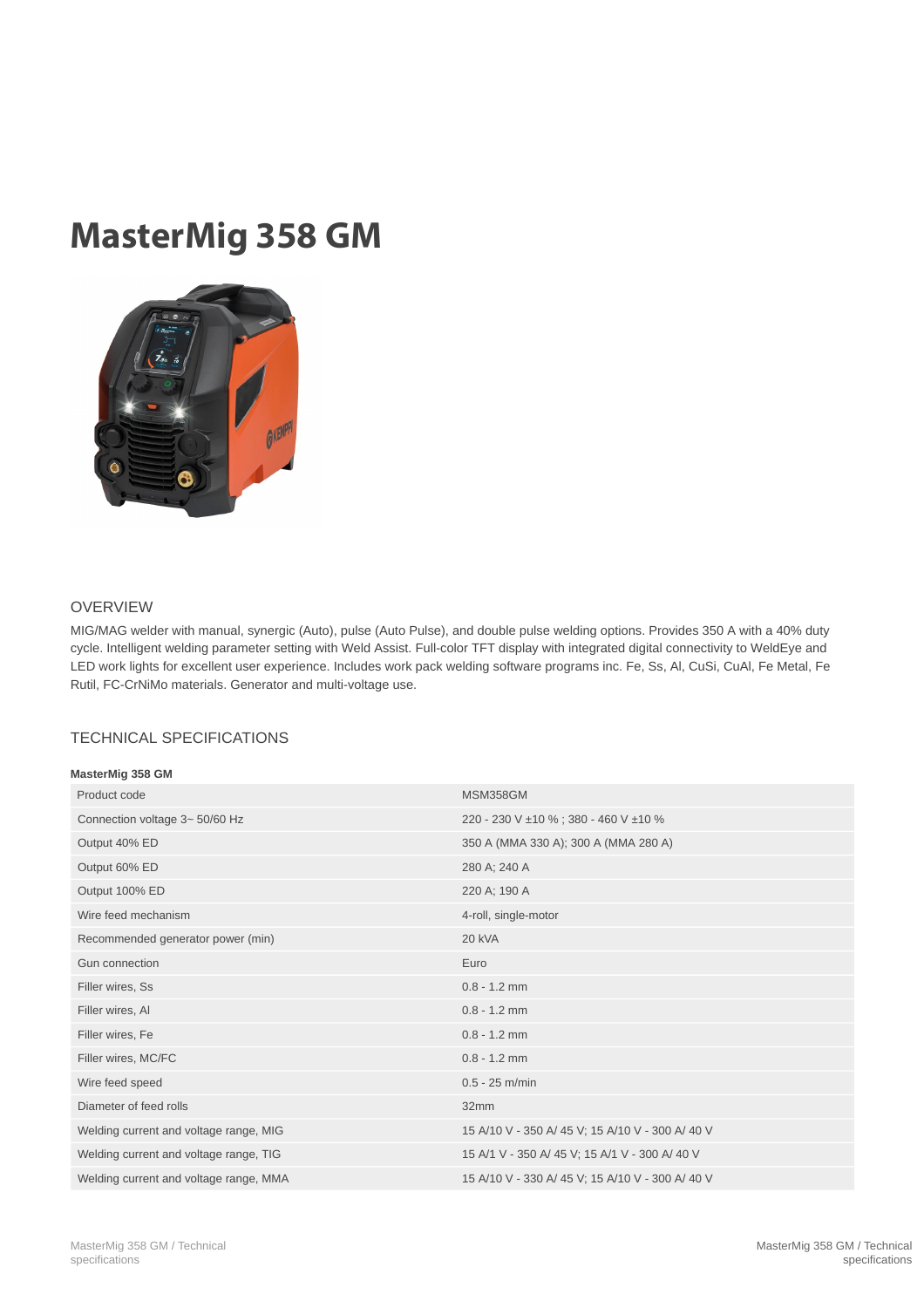# MasterMig 358 GM

## OVERVIEW

MIG/MAG welder with manual, synergic (Auto), pulse (Auto Pulse), and double pulse welding options. Provides 350 A with a 40% duty cycle. Intelligent welding parameter setting with Weld Assist. Full-color TFT display with integrated digital connectivity to WeldEye and LED work lights for excellent user experience. Includes work pack welding software programs inc. Fe, Ss, Al, CuSi, CuAl, Fe Metal, Fe Rutil, FC-CrNiMo materials. Generator and multi-voltage use.

## TECHNICAL SPECIFICATIONS

**MasterMig 358 GM**

| | |
|---|---|
| Product code | MSM358GM |
| Connection voltage 3~ 50/60 Hz | 220 - 230 V ±10 % ; 380 - 460 V ±10 % |
| Output 40% ED | 350 A (MMA 330 A); 300 A (MMA 280 A) |
| Output 60% ED | 280 A; 240 A |
| Output 100% ED | 220 A; 190 A |
| Wire feed mechanism | 4-roll, single-motor |
| Recommended generator power (min) | 20 kVA |
| Gun connection | Euro |
| Filler wires, Ss | 0.8 - 1.2 mm |
| Filler wires, Al | 0.8 - 1.2 mm |
| Filler wires, Fe | 0.8 - 1.2 mm |
| Filler wires, MC/FC | 0.8 - 1.2 mm |
| Wire feed speed | 0.5 - 25 m/min |
| Diameter of feed rolls | 32mm |
| Welding current and voltage range, MIG | 15 A/10 V - 350 A/ 45 V; 15 A/10 V - 300 A/ 40 V |
| Welding current and voltage range, TIG | 15 A/1 V - 350 A/ 45 V; 15 A/1 V - 300 A/ 40 V |
| Welding current and voltage range, MMA | 15 A/10 V - 330 A/ 45 V; 15 A/10 V - 300 A/ 40 V |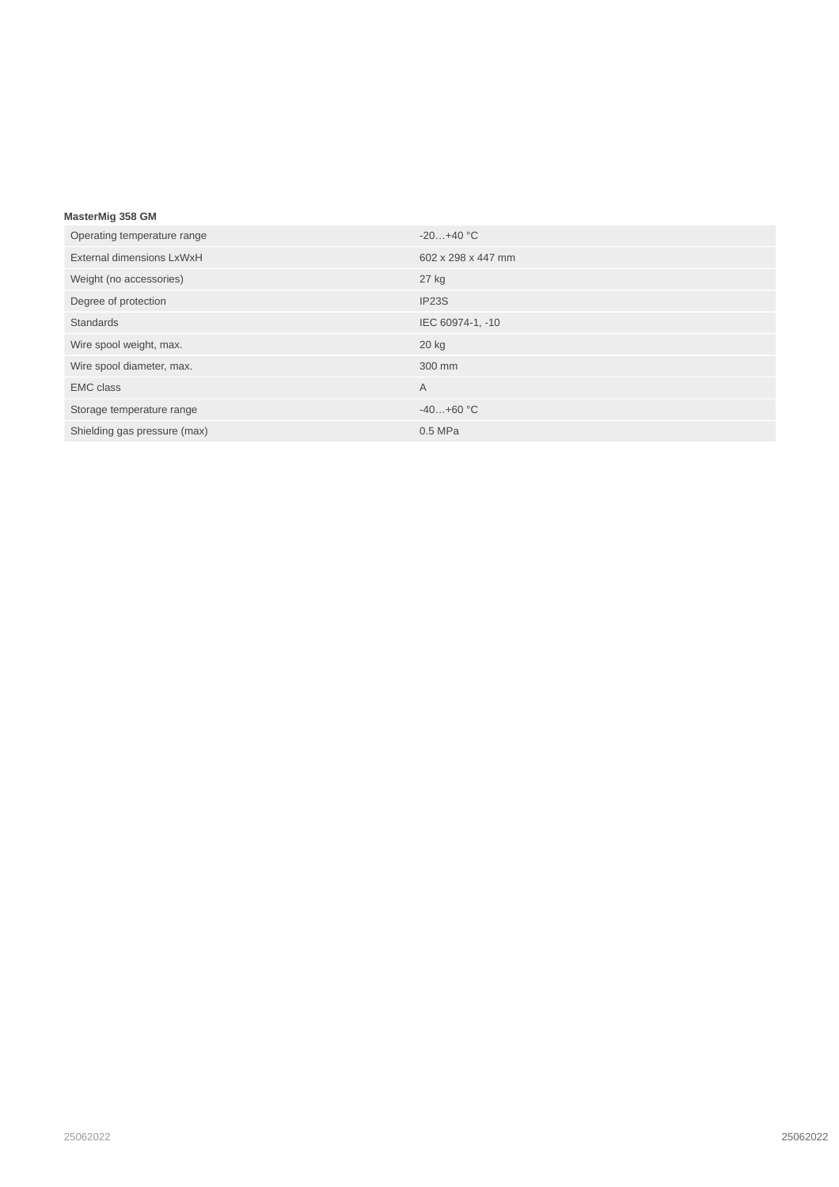**MasterMig 358 GM**

| | |
|---|---|
| Operating temperature range | -20…+40 °C |
| External dimensions LxWxH | 602 x 298 x 447 mm |
| Weight (no accessories) | 27 kg |
| Degree of protection | IP23S |
| Standards | IEC 60974-1, -10 |
| Wire spool weight, max. | 20 kg |
| Wire spool diameter, max. | 300 mm |
| EMC class | A |
| Storage temperature range | -40…+60 °C |
| Shielding gas pressure (max) | 0.5 MPa |